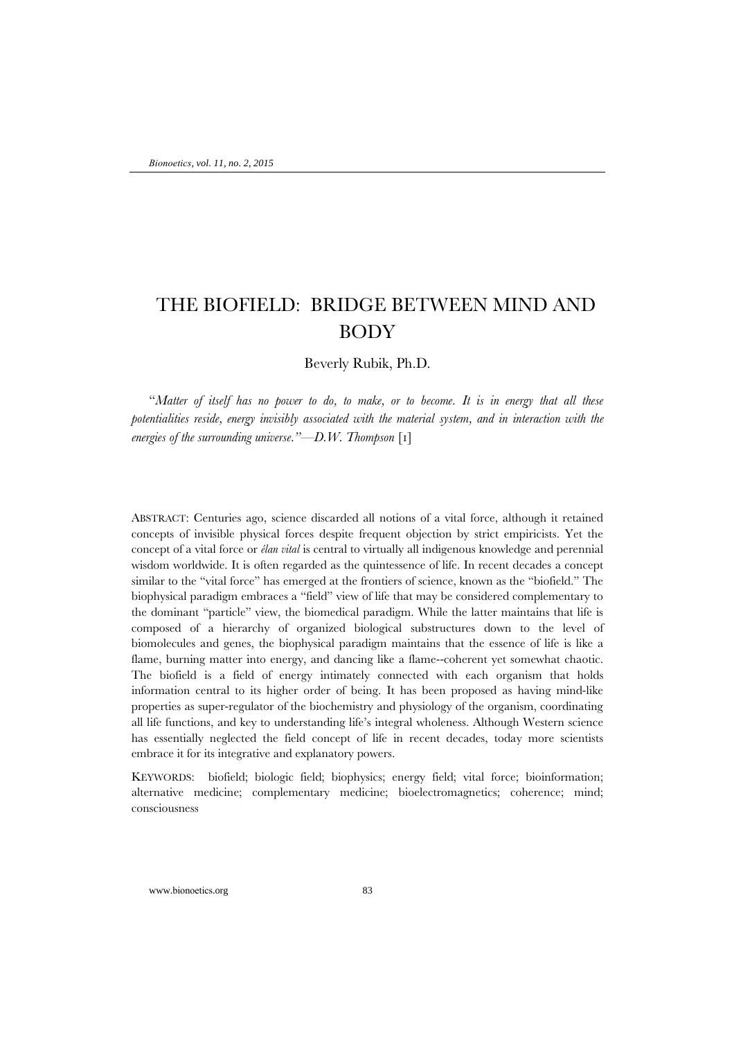# THE BIOFIELD: BRIDGE BETWEEN MIND AND BODY

Beverly Rubik, Ph.D.

"*Matter of itself has no power to do, to make, or to become. It is in energy that all these potentialities reside, energy invisibly associated with the material system, and in interaction with the energies of the surrounding universe."—D.W. Thompson* [1]

ABSTRACT: Centuries ago, science discarded all notions of a vital force, although it retained concepts of invisible physical forces despite frequent objection by strict empiricists. Yet the concept of a vital force or *élan vital* is central to virtually all indigenous knowledge and perennial wisdom worldwide. It is often regarded as the quintessence of life. In recent decades a concept similar to the "vital force" has emerged at the frontiers of science, known as the "biofield." The biophysical paradigm embraces a "field" view of life that may be considered complementary to the dominant "particle" view, the biomedical paradigm. While the latter maintains that life is composed of a hierarchy of organized biological substructures down to the level of biomolecules and genes, the biophysical paradigm maintains that the essence of life is like a flame, burning matter into energy, and dancing like a flame--coherent yet somewhat chaotic. The biofield is a field of energy intimately connected with each organism that holds information central to its higher order of being. It has been proposed as having mind-like properties as super-regulator of the biochemistry and physiology of the organism, coordinating all life functions, and key to understanding life's integral wholeness. Although Western science has essentially neglected the field concept of life in recent decades, today more scientists embrace it for its integrative and explanatory powers.

KEYWORDS: biofield; biologic field; biophysics; energy field; vital force; bioinformation; alternative medicine; complementary medicine; bioelectromagnetics; coherence; mind; consciousness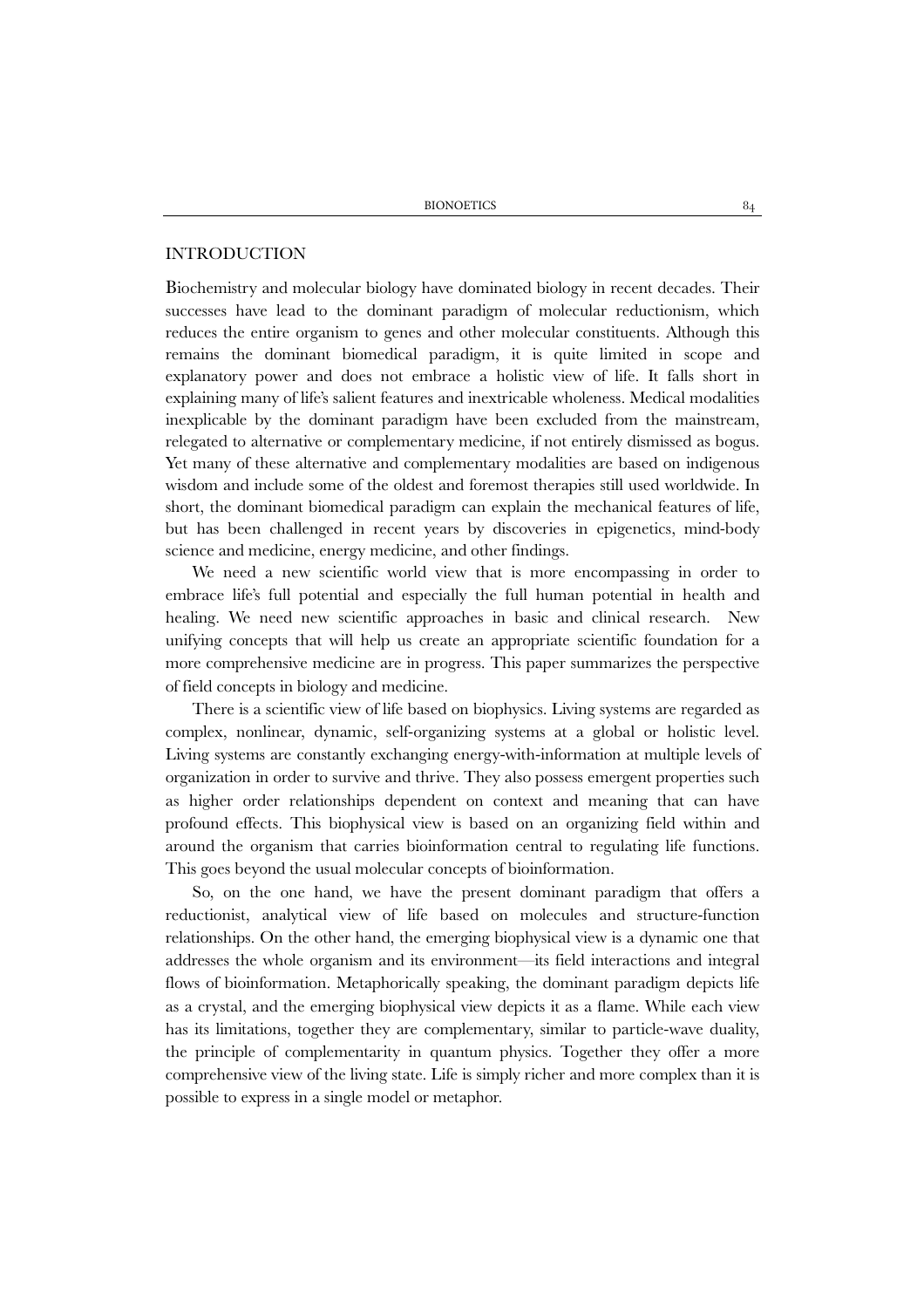## INTRODUCTION

Biochemistry and molecular biology have dominated biology in recent decades. Their successes have lead to the dominant paradigm of molecular reductionism, which reduces the entire organism to genes and other molecular constituents. Although this remains the dominant biomedical paradigm, it is quite limited in scope and explanatory power and does not embrace a holistic view of life. It falls short in explaining many of life's salient features and inextricable wholeness. Medical modalities inexplicable by the dominant paradigm have been excluded from the mainstream, relegated to alternative or complementary medicine, if not entirely dismissed as bogus. Yet many of these alternative and complementary modalities are based on indigenous wisdom and include some of the oldest and foremost therapies still used worldwide. In short, the dominant biomedical paradigm can explain the mechanical features of life, but has been challenged in recent years by discoveries in epigenetics, mind-body science and medicine, energy medicine, and other findings.

We need a new scientific world view that is more encompassing in order to embrace life's full potential and especially the full human potential in health and healing. We need new scientific approaches in basic and clinical research. New unifying concepts that will help us create an appropriate scientific foundation for a more comprehensive medicine are in progress. This paper summarizes the perspective of field concepts in biology and medicine.

There is a scientific view of life based on biophysics. Living systems are regarded as complex, nonlinear, dynamic, self-organizing systems at a global or holistic level. Living systems are constantly exchanging energy-with-information at multiple levels of organization in order to survive and thrive. They also possess emergent properties such as higher order relationships dependent on context and meaning that can have profound effects. This biophysical view is based on an organizing field within and around the organism that carries bioinformation central to regulating life functions. This goes beyond the usual molecular concepts of bioinformation.

So, on the one hand, we have the present dominant paradigm that offers a reductionist, analytical view of life based on molecules and structure-function relationships. On the other hand, the emerging biophysical view is a dynamic one that addresses the whole organism and its environment—its field interactions and integral flows of bioinformation. Metaphorically speaking, the dominant paradigm depicts life as a crystal, and the emerging biophysical view depicts it as a flame. While each view has its limitations, together they are complementary, similar to particle-wave duality, the principle of complementarity in quantum physics. Together they offer a more comprehensive view of the living state. Life is simply richer and more complex than it is possible to express in a single model or metaphor.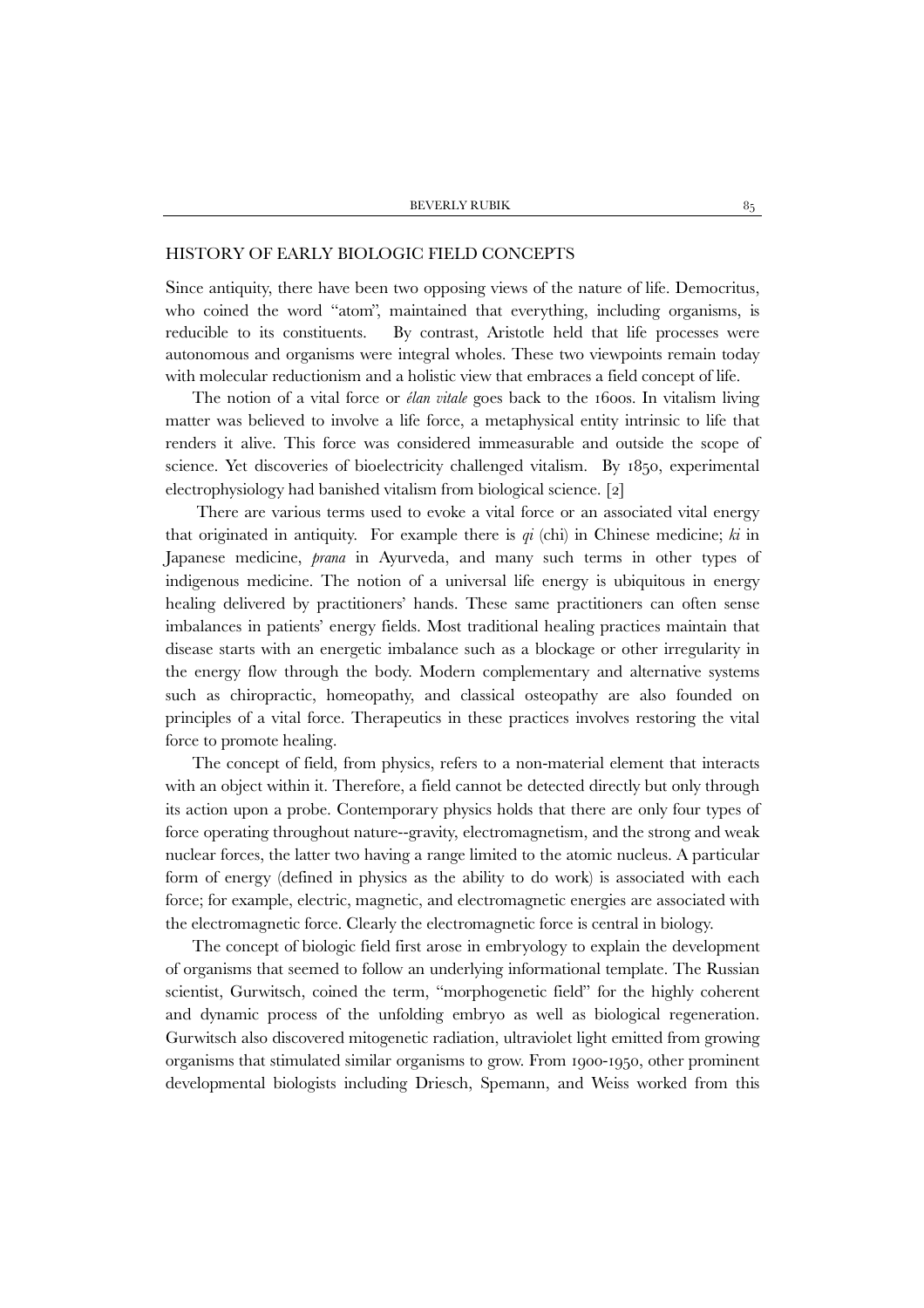## HISTORY OF EARLY BIOLOGIC FIELD CONCEPTS

Since antiquity, there have been two opposing views of the nature of life. Democritus, who coined the word "atom", maintained that everything, including organisms, is reducible to its constituents. By contrast, Aristotle held that life processes were autonomous and organisms were integral wholes. These two viewpoints remain today with molecular reductionism and a holistic view that embraces a field concept of life.

The notion of a vital force or *élan vitale* goes back to the 1600s. In vitalism living matter was believed to involve a life force, a metaphysical entity intrinsic to life that renders it alive. This force was considered immeasurable and outside the scope of science. Yet discoveries of bioelectricity challenged vitalism. By 1850, experimental electrophysiology had banished vitalism from biological science. [2]

There are various terms used to evoke a vital force or an associated vital energy that originated in antiquity. For example there is *qi* (chi) in Chinese medicine; *ki* in Japanese medicine, *prana* in Ayurveda, and many such terms in other types of indigenous medicine. The notion of a universal life energy is ubiquitous in energy healing delivered by practitioners' hands. These same practitioners can often sense imbalances in patients' energy fields. Most traditional healing practices maintain that disease starts with an energetic imbalance such as a blockage or other irregularity in the energy flow through the body. Modern complementary and alternative systems such as chiropractic, homeopathy, and classical osteopathy are also founded on principles of a vital force. Therapeutics in these practices involves restoring the vital force to promote healing.

The concept of field, from physics, refers to a non-material element that interacts with an object within it. Therefore, a field cannot be detected directly but only through its action upon a probe. Contemporary physics holds that there are only four types of force operating throughout nature--gravity, electromagnetism, and the strong and weak nuclear forces, the latter two having a range limited to the atomic nucleus. A particular form of energy (defined in physics as the ability to do work) is associated with each force; for example, electric, magnetic, and electromagnetic energies are associated with the electromagnetic force. Clearly the electromagnetic force is central in biology.

The concept of biologic field first arose in embryology to explain the development of organisms that seemed to follow an underlying informational template. The Russian scientist, Gurwitsch, coined the term, "morphogenetic field" for the highly coherent and dynamic process of the unfolding embryo as well as biological regeneration. Gurwitsch also discovered mitogenetic radiation, ultraviolet light emitted from growing organisms that stimulated similar organisms to grow. From 1900-1950, other prominent developmental biologists including Driesch, Spemann, and Weiss worked from this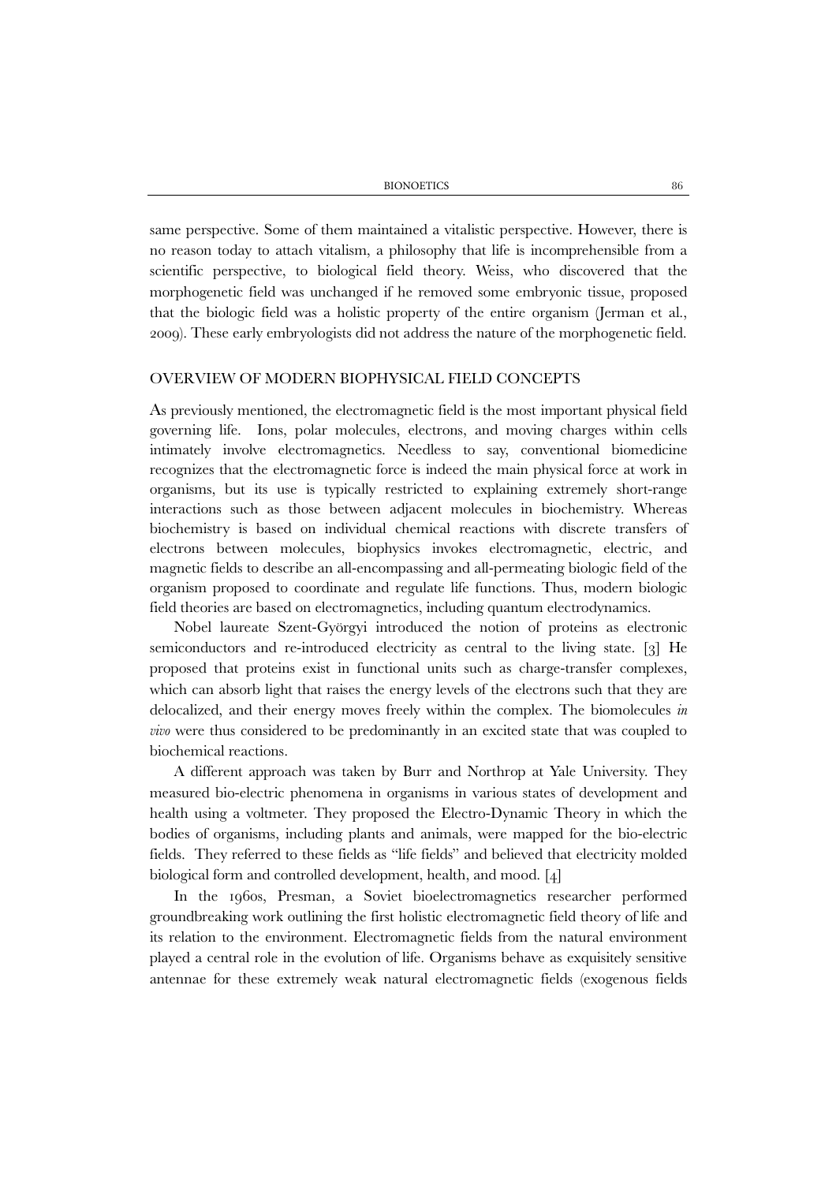same perspective. Some of them maintained a vitalistic perspective. However, there is no reason today to attach vitalism, a philosophy that life is incomprehensible from a scientific perspective, to biological field theory. Weiss, who discovered that the morphogenetic field was unchanged if he removed some embryonic tissue, proposed that the biologic field was a holistic property of the entire organism (Jerman et al., 2009). These early embryologists did not address the nature of the morphogenetic field.

## OVERVIEW OF MODERN BIOPHYSICAL FIELD CONCEPTS

As previously mentioned, the electromagnetic field is the most important physical field governing life. Ions, polar molecules, electrons, and moving charges within cells intimately involve electromagnetics. Needless to say, conventional biomedicine recognizes that the electromagnetic force is indeed the main physical force at work in organisms, but its use is typically restricted to explaining extremely short-range interactions such as those between adjacent molecules in biochemistry. Whereas biochemistry is based on individual chemical reactions with discrete transfers of electrons between molecules, biophysics invokes electromagnetic, electric, and magnetic fields to describe an all-encompassing and all-permeating biologic field of the organism proposed to coordinate and regulate life functions. Thus, modern biologic field theories are based on electromagnetics, including quantum electrodynamics.

Nobel laureate Szent-Györgyi introduced the notion of proteins as electronic semiconductors and re-introduced electricity as central to the living state. [3] He proposed that proteins exist in functional units such as charge-transfer complexes, which can absorb light that raises the energy levels of the electrons such that they are delocalized, and their energy moves freely within the complex. The biomolecules *in vivo* were thus considered to be predominantly in an excited state that was coupled to biochemical reactions.

A different approach was taken by Burr and Northrop at Yale University. They measured bio-electric phenomena in organisms in various states of development and health using a voltmeter. They proposed the Electro-Dynamic Theory in which the bodies of organisms, including plants and animals, were mapped for the bio-electric fields. They referred to these fields as "life fields" and believed that electricity molded biological form and controlled development, health, and mood. [4]

In the 1960s, Presman, a Soviet bioelectromagnetics researcher performed groundbreaking work outlining the first holistic electromagnetic field theory of life and its relation to the environment. Electromagnetic fields from the natural environment played a central role in the evolution of life. Organisms behave as exquisitely sensitive antennae for these extremely weak natural electromagnetic fields (exogenous fields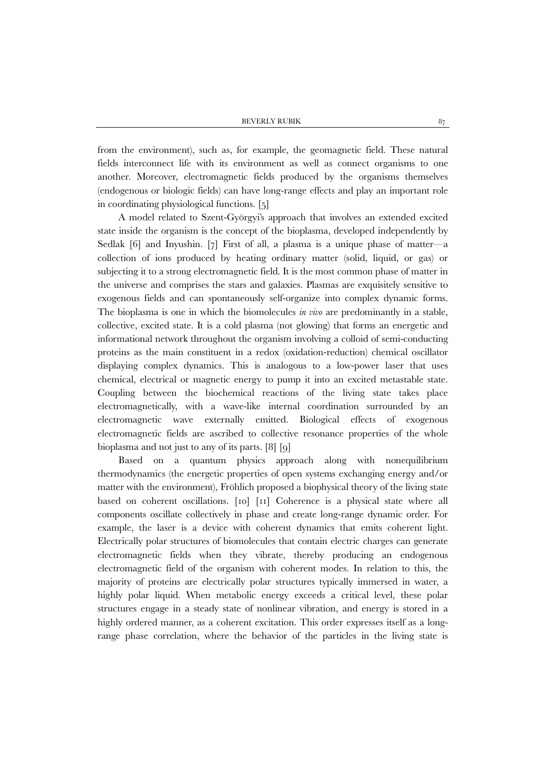from the environment), such as, for example, the geomagnetic field. These natural fields interconnect life with its environment as well as connect organisms to one another. Moreover, electromagnetic fields produced by the organisms themselves (endogenous or biologic fields) can have long-range effects and play an important role in coordinating physiological functions. [5]

A model related to Szent-Györgyi's approach that involves an extended excited state inside the organism is the concept of the bioplasma, developed independently by Sedlak [6] and Inyushin. [7] First of all, a plasma is a unique phase of matter—a collection of ions produced by heating ordinary matter (solid, liquid, or gas) or subjecting it to a strong electromagnetic field. It is the most common phase of matter in the universe and comprises the stars and galaxies. Plasmas are exquisitely sensitive to exogenous fields and can spontaneously self-organize into complex dynamic forms. The bioplasma is one in which the biomolecules *in vivo* are predominantly in a stable, collective, excited state. It is a cold plasma (not glowing) that forms an energetic and informational network throughout the organism involving a colloid of semi-conducting proteins as the main constituent in a redox (oxidation-reduction) chemical oscillator displaying complex dynamics. This is analogous to a low-power laser that uses chemical, electrical or magnetic energy to pump it into an excited metastable state. Coupling between the biochemical reactions of the living state takes place electromagnetically, with a wave-like internal coordination surrounded by an electromagnetic wave externally emitted. Biological effects of exogenous electromagnetic fields are ascribed to collective resonance properties of the whole bioplasma and not just to any of its parts. [8] [9]

Based on a quantum physics approach along with nonequilibrium thermodynamics (the energetic properties of open systems exchanging energy and/or matter with the environment), Fröhlich proposed a biophysical theory of the living state based on coherent oscillations. [10] [11] Coherence is a physical state where all components oscillate collectively in phase and create long-range dynamic order. For example, the laser is a device with coherent dynamics that emits coherent light. Electrically polar structures of biomolecules that contain electric charges can generate electromagnetic fields when they vibrate, thereby producing an endogenous electromagnetic field of the organism with coherent modes. In relation to this, the majority of proteins are electrically polar structures typically immersed in water, a highly polar liquid. When metabolic energy exceeds a critical level, these polar structures engage in a steady state of nonlinear vibration, and energy is stored in a highly ordered manner, as a coherent excitation. This order expresses itself as a long-range phase correlation, where the behavior of the particles in the living state is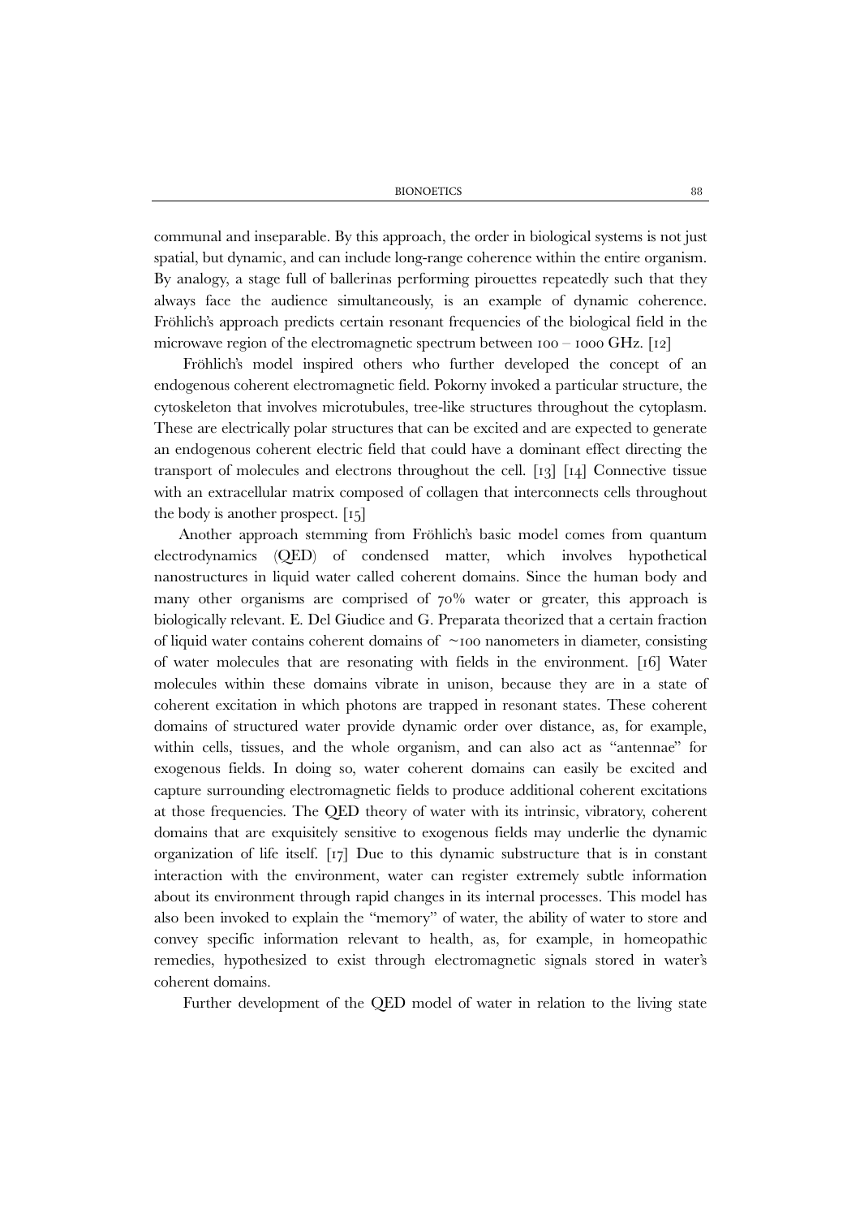communal and inseparable. By this approach, the order in biological systems is not just spatial, but dynamic, and can include long-range coherence within the entire organism. By analogy, a stage full of ballerinas performing pirouettes repeatedly such that they always face the audience simultaneously, is an example of dynamic coherence. Fröhlich's approach predicts certain resonant frequencies of the biological field in the microwave region of the electromagnetic spectrum between 100 – 1000 GHz. [12]

Fröhlich's model inspired others who further developed the concept of an endogenous coherent electromagnetic field. Pokorny invoked a particular structure, the cytoskeleton that involves microtubules, tree-like structures throughout the cytoplasm. These are electrically polar structures that can be excited and are expected to generate an endogenous coherent electric field that could have a dominant effect directing the transport of molecules and electrons throughout the cell. [13] [14] Connective tissue with an extracellular matrix composed of collagen that interconnects cells throughout the body is another prospect. [15]

Another approach stemming from Fröhlich's basic model comes from quantum electrodynamics (QED) of condensed matter, which involves hypothetical nanostructures in liquid water called coherent domains. Since the human body and many other organisms are comprised of 70% water or greater, this approach is biologically relevant. E. Del Giudice and G. Preparata theorized that a certain fraction of liquid water contains coherent domains of ~100 nanometers in diameter, consisting of water molecules that are resonating with fields in the environment. [16] Water molecules within these domains vibrate in unison, because they are in a state of coherent excitation in which photons are trapped in resonant states. These coherent domains of structured water provide dynamic order over distance, as, for example, within cells, tissues, and the whole organism, and can also act as "antennae" for exogenous fields. In doing so, water coherent domains can easily be excited and capture surrounding electromagnetic fields to produce additional coherent excitations at those frequencies. The QED theory of water with its intrinsic, vibratory, coherent domains that are exquisitely sensitive to exogenous fields may underlie the dynamic organization of life itself. [17] Due to this dynamic substructure that is in constant interaction with the environment, water can register extremely subtle information about its environment through rapid changes in its internal processes. This model has also been invoked to explain the "memory" of water, the ability of water to store and convey specific information relevant to health, as, for example, in homeopathic remedies, hypothesized to exist through electromagnetic signals stored in water's coherent domains.

Further development of the QED model of water in relation to the living state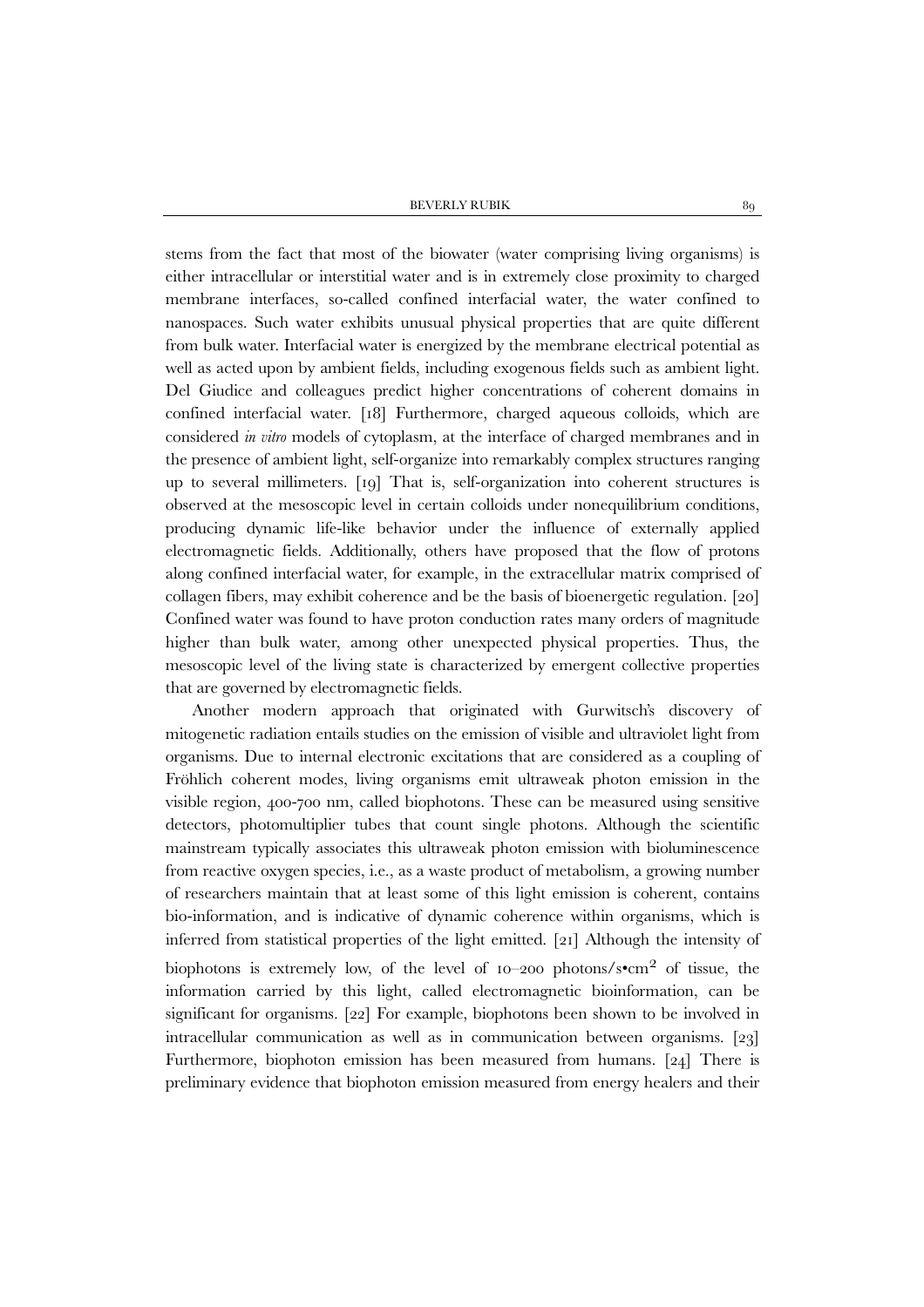stems from the fact that most of the biowater (water comprising living organisms) is either intracellular or interstitial water and is in extremely close proximity to charged membrane interfaces, so-called confined interfacial water, the water confined to nanospaces. Such water exhibits unusual physical properties that are quite different from bulk water. Interfacial water is energized by the membrane electrical potential as well as acted upon by ambient fields, including exogenous fields such as ambient light. Del Giudice and colleagues predict higher concentrations of coherent domains in confined interfacial water. [18] Furthermore, charged aqueous colloids, which are considered *in vitro* models of cytoplasm, at the interface of charged membranes and in the presence of ambient light, self-organize into remarkably complex structures ranging up to several millimeters. [19] That is, self-organization into coherent structures is observed at the mesoscopic level in certain colloids under nonequilibrium conditions, producing dynamic life-like behavior under the influence of externally applied electromagnetic fields. Additionally, others have proposed that the flow of protons along confined interfacial water, for example, in the extracellular matrix comprised of collagen fibers, may exhibit coherence and be the basis of bioenergetic regulation. [20] Confined water was found to have proton conduction rates many orders of magnitude higher than bulk water, among other unexpected physical properties. Thus, the mesoscopic level of the living state is characterized by emergent collective properties that are governed by electromagnetic fields.

Another modern approach that originated with Gurwitsch's discovery of mitogenetic radiation entails studies on the emission of visible and ultraviolet light from organisms. Due to internal electronic excitations that are considered as a coupling of Fröhlich coherent modes, living organisms emit ultraweak photon emission in the visible region, 400-700 nm, called biophotons. These can be measured using sensitive detectors, photomultiplier tubes that count single photons. Although the scientific mainstream typically associates this ultraweak photon emission with bioluminescence from reactive oxygen species, i.e., as a waste product of metabolism, a growing number of researchers maintain that at least some of this light emission is coherent, contains bio-information, and is indicative of dynamic coherence within organisms, which is inferred from statistical properties of the light emitted. [21] Although the intensity of biophotons is extremely low, of the level of 10–200 photons/s•$cm^2$ of tissue, the information carried by this light, called electromagnetic bioinformation, can be significant for organisms. [22] For example, biophotons been shown to be involved in intracellular communication as well as in communication between organisms. [23] Furthermore, biophoton emission has been measured from humans. [24] There is preliminary evidence that biophoton emission measured from energy healers and their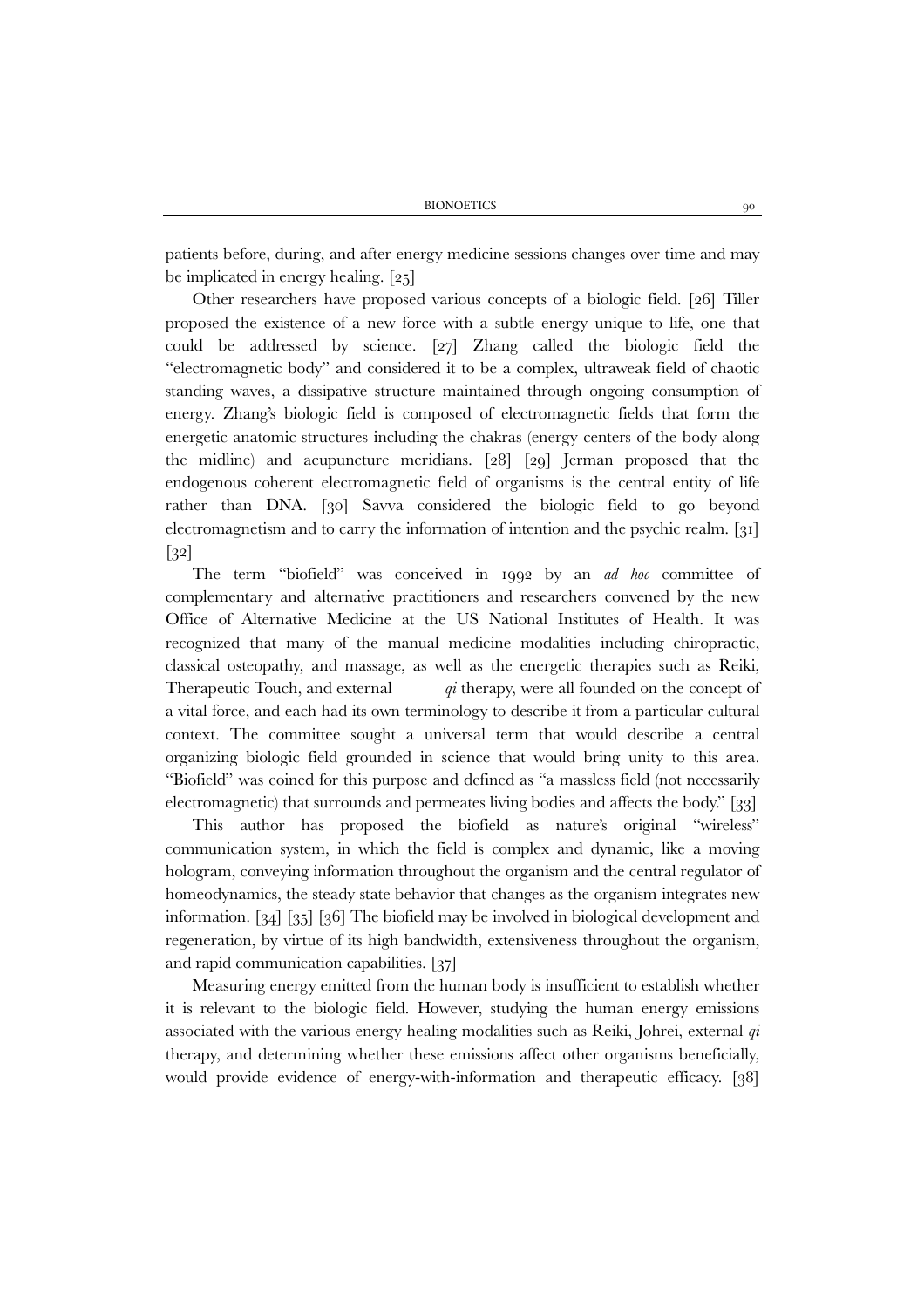patients before, during, and after energy medicine sessions changes over time and may be implicated in energy healing. [25]

Other researchers have proposed various concepts of a biologic field. [26] Tiller proposed the existence of a new force with a subtle energy unique to life, one that could be addressed by science. [27] Zhang called the biologic field the "electromagnetic body" and considered it to be a complex, ultraweak field of chaotic standing waves, a dissipative structure maintained through ongoing consumption of energy. Zhang's biologic field is composed of electromagnetic fields that form the energetic anatomic structures including the chakras (energy centers of the body along the midline) and acupuncture meridians. [28] [29] Jerman proposed that the endogenous coherent electromagnetic field of organisms is the central entity of life rather than DNA. [30] Savva considered the biologic field to go beyond electromagnetism and to carry the information of intention and the psychic realm. [31] [32]

The term "biofield" was conceived in 1992 by an *ad hoc* committee of complementary and alternative practitioners and researchers convened by the new Office of Alternative Medicine at the US National Institutes of Health. It was recognized that many of the manual medicine modalities including chiropractic, classical osteopathy, and massage, as well as the energetic therapies such as Reiki, Therapeutic Touch, and external *qi* therapy, were all founded on the concept of a vital force, and each had its own terminology to describe it from a particular cultural context. The committee sought a universal term that would describe a central organizing biologic field grounded in science that would bring unity to this area. "Biofield" was coined for this purpose and defined as "a massless field (not necessarily electromagnetic) that surrounds and permeates living bodies and affects the body." [33]

This author has proposed the biofield as nature's original "wireless" communication system, in which the field is complex and dynamic, like a moving hologram, conveying information throughout the organism and the central regulator of homeodynamics, the steady state behavior that changes as the organism integrates new information. [34] [35] [36] The biofield may be involved in biological development and regeneration, by virtue of its high bandwidth, extensiveness throughout the organism, and rapid communication capabilities. [37]

Measuring energy emitted from the human body is insufficient to establish whether it is relevant to the biologic field. However, studying the human energy emissions associated with the various energy healing modalities such as Reiki, Johrei, external *qi* therapy, and determining whether these emissions affect other organisms beneficially, would provide evidence of energy-with-information and therapeutic efficacy. [38]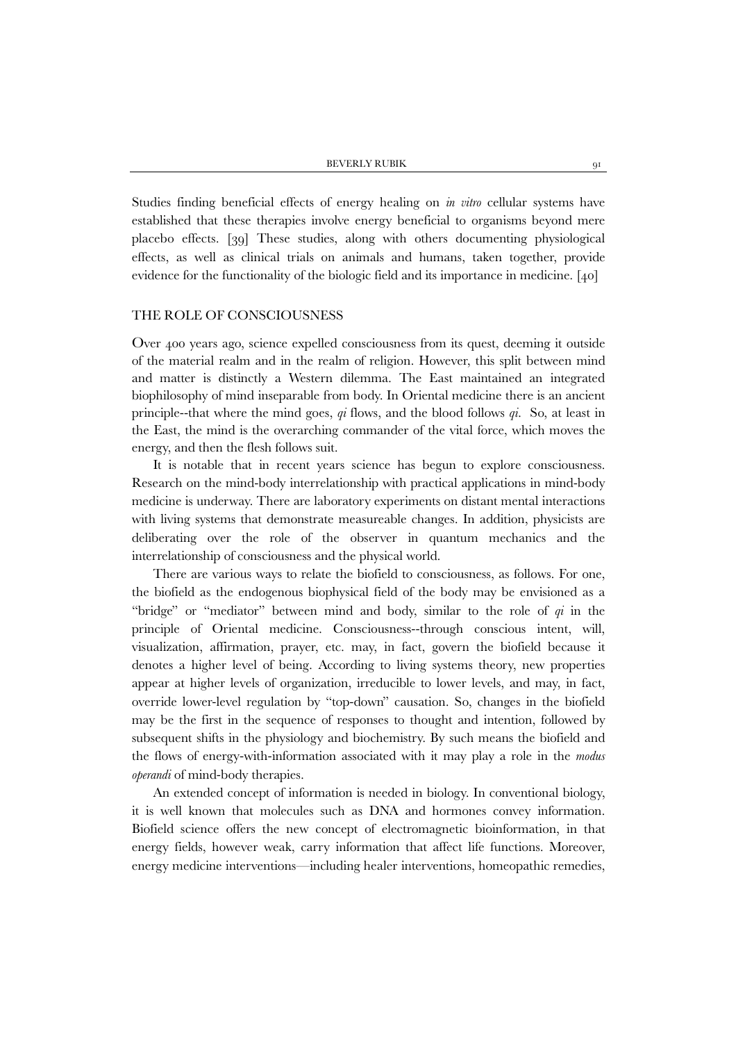Studies finding beneficial effects of energy healing on *in vitro* cellular systems have established that these therapies involve energy beneficial to organisms beyond mere placebo effects. [39] These studies, along with others documenting physiological effects, as well as clinical trials on animals and humans, taken together, provide evidence for the functionality of the biologic field and its importance in medicine. [40]

## THE ROLE OF CONSCIOUSNESS

Over 400 years ago, science expelled consciousness from its quest, deeming it outside of the material realm and in the realm of religion. However, this split between mind and matter is distinctly a Western dilemma. The East maintained an integrated biophilosophy of mind inseparable from body. In Oriental medicine there is an ancient principle--that where the mind goes, *qi* flows, and the blood follows *qi*. So, at least in the East, the mind is the overarching commander of the vital force, which moves the energy, and then the flesh follows suit.

It is notable that in recent years science has begun to explore consciousness. Research on the mind-body interrelationship with practical applications in mind-body medicine is underway. There are laboratory experiments on distant mental interactions with living systems that demonstrate measureable changes. In addition, physicists are deliberating over the role of the observer in quantum mechanics and the interrelationship of consciousness and the physical world.

There are various ways to relate the biofield to consciousness, as follows. For one, the biofield as the endogenous biophysical field of the body may be envisioned as a "bridge" or "mediator" between mind and body, similar to the role of *qi* in the principle of Oriental medicine. Consciousness--through conscious intent, will, visualization, affirmation, prayer, etc. may, in fact, govern the biofield because it denotes a higher level of being. According to living systems theory, new properties appear at higher levels of organization, irreducible to lower levels, and may, in fact, override lower-level regulation by "top-down" causation. So, changes in the biofield may be the first in the sequence of responses to thought and intention, followed by subsequent shifts in the physiology and biochemistry. By such means the biofield and the flows of energy-with-information associated with it may play a role in the *modus operandi* of mind-body therapies.

An extended concept of information is needed in biology. In conventional biology, it is well known that molecules such as DNA and hormones convey information. Biofield science offers the new concept of electromagnetic bioinformation, in that energy fields, however weak, carry information that affect life functions. Moreover, energy medicine interventions—including healer interventions, homeopathic remedies,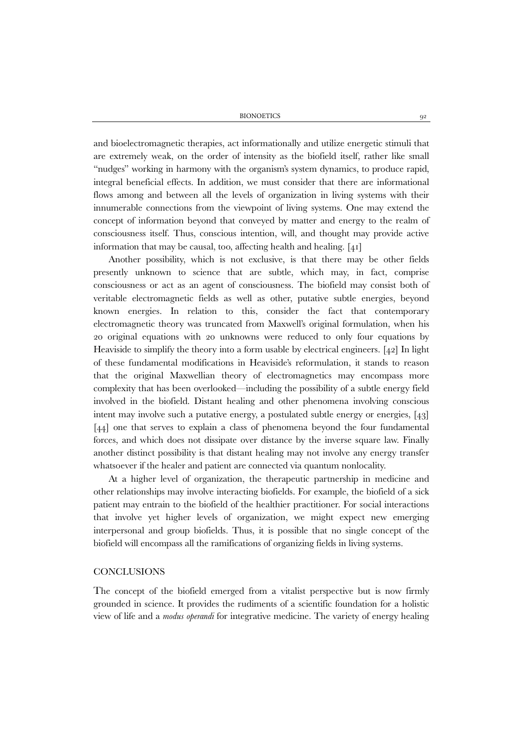and bioelectromagnetic therapies, act informationally and utilize energetic stimuli that are extremely weak, on the order of intensity as the biofield itself, rather like small "nudges" working in harmony with the organism's system dynamics, to produce rapid, integral beneficial effects. In addition, we must consider that there are informational flows among and between all the levels of organization in living systems with their innumerable connections from the viewpoint of living systems. One may extend the concept of information beyond that conveyed by matter and energy to the realm of consciousness itself. Thus, conscious intention, will, and thought may provide active information that may be causal, too, affecting health and healing. [41]

Another possibility, which is not exclusive, is that there may be other fields presently unknown to science that are subtle, which may, in fact, comprise consciousness or act as an agent of consciousness. The biofield may consist both of veritable electromagnetic fields as well as other, putative subtle energies, beyond known energies. In relation to this, consider the fact that contemporary electromagnetic theory was truncated from Maxwell's original formulation, when his 20 original equations with 20 unknowns were reduced to only four equations by Heaviside to simplify the theory into a form usable by electrical engineers. [42] In light of these fundamental modifications in Heaviside's reformulation, it stands to reason that the original Maxwellian theory of electromagnetics may encompass more complexity that has been overlooked—including the possibility of a subtle energy field involved in the biofield. Distant healing and other phenomena involving conscious intent may involve such a putative energy, a postulated subtle energy or energies, [43] [44] one that serves to explain a class of phenomena beyond the four fundamental forces, and which does not dissipate over distance by the inverse square law. Finally another distinct possibility is that distant healing may not involve any energy transfer whatsoever if the healer and patient are connected via quantum nonlocality.

At a higher level of organization, the therapeutic partnership in medicine and other relationships may involve interacting biofields. For example, the biofield of a sick patient may entrain to the biofield of the healthier practitioner. For social interactions that involve yet higher levels of organization, we might expect new emerging interpersonal and group biofields. Thus, it is possible that no single concept of the biofield will encompass all the ramifications of organizing fields in living systems.

## CONCLUSIONS

The concept of the biofield emerged from a vitalist perspective but is now firmly grounded in science. It provides the rudiments of a scientific foundation for a holistic view of life and a *modus operandi* for integrative medicine. The variety of energy healing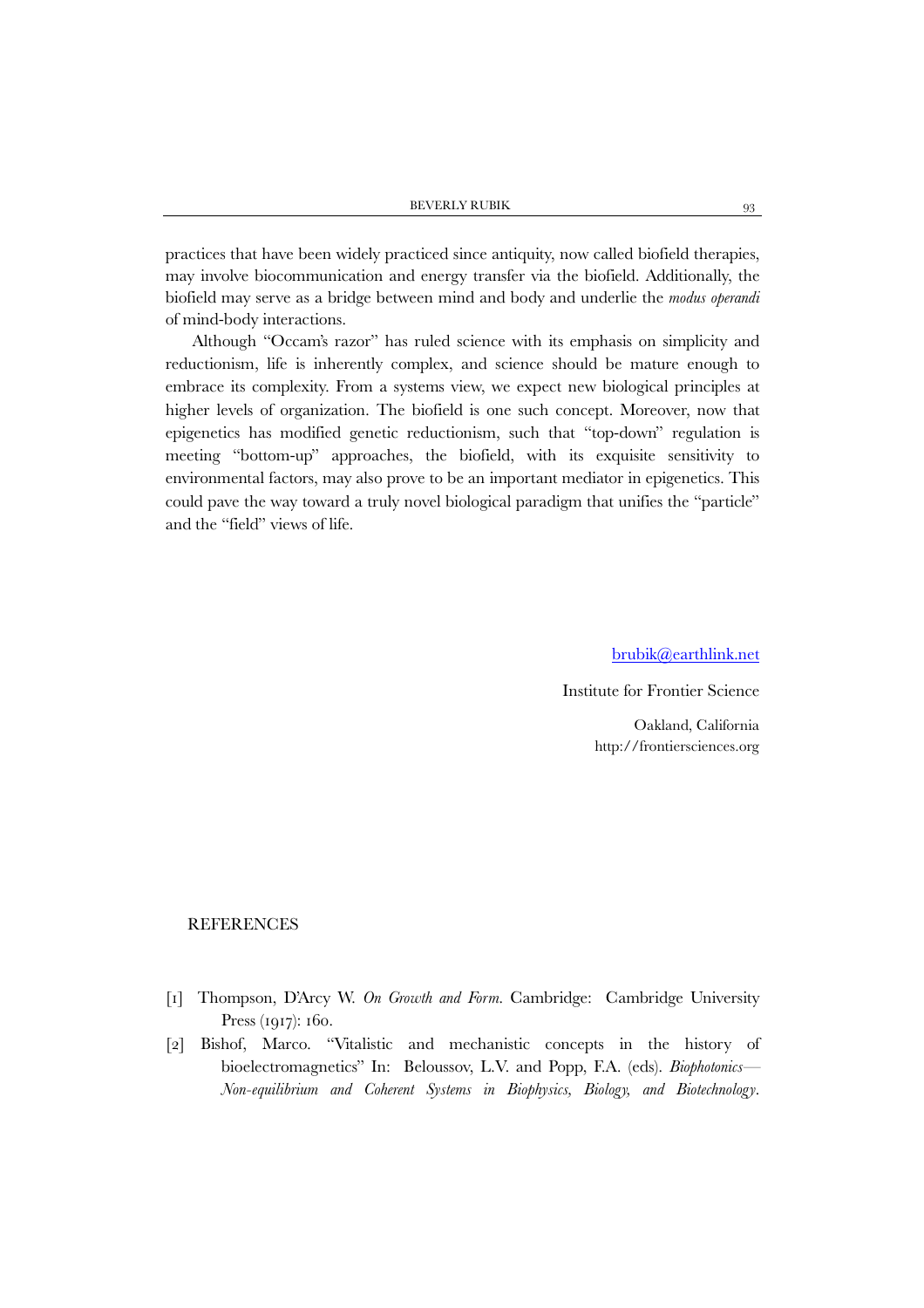practices that have been widely practiced since antiquity, now called biofield therapies, may involve biocommunication and energy transfer via the biofield. Additionally, the biofield may serve as a bridge between mind and body and underlie the *modus operandi* of mind-body interactions.

Although "Occam's razor" has ruled science with its emphasis on simplicity and reductionism, life is inherently complex, and science should be mature enough to embrace its complexity. From a systems view, we expect new biological principles at higher levels of organization. The biofield is one such concept. Moreover, now that epigenetics has modified genetic reductionism, such that "top-down" regulation is meeting "bottom-up" approaches, the biofield, with its exquisite sensitivity to environmental factors, may also prove to be an important mediator in epigenetics. This could pave the way toward a truly novel biological paradigm that unifies the "particle" and the "field" views of life.

brubik@earthlink.net

Institute for Frontier Science

Oakland, California
http://frontiersciences.org

## REFERENCES

[1] Thompson, D'Arcy W. *On Growth and Form*. Cambridge: Cambridge University Press (1917): 160.

[2] Bishof, Marco. "Vitalistic and mechanistic concepts in the history of bioelectromagnetics" In: Beloussov, L.V. and Popp, F.A. (eds). *Biophotonics—Non-equilibrium and Coherent Systems in Biophysics, Biology, and Biotechnology*.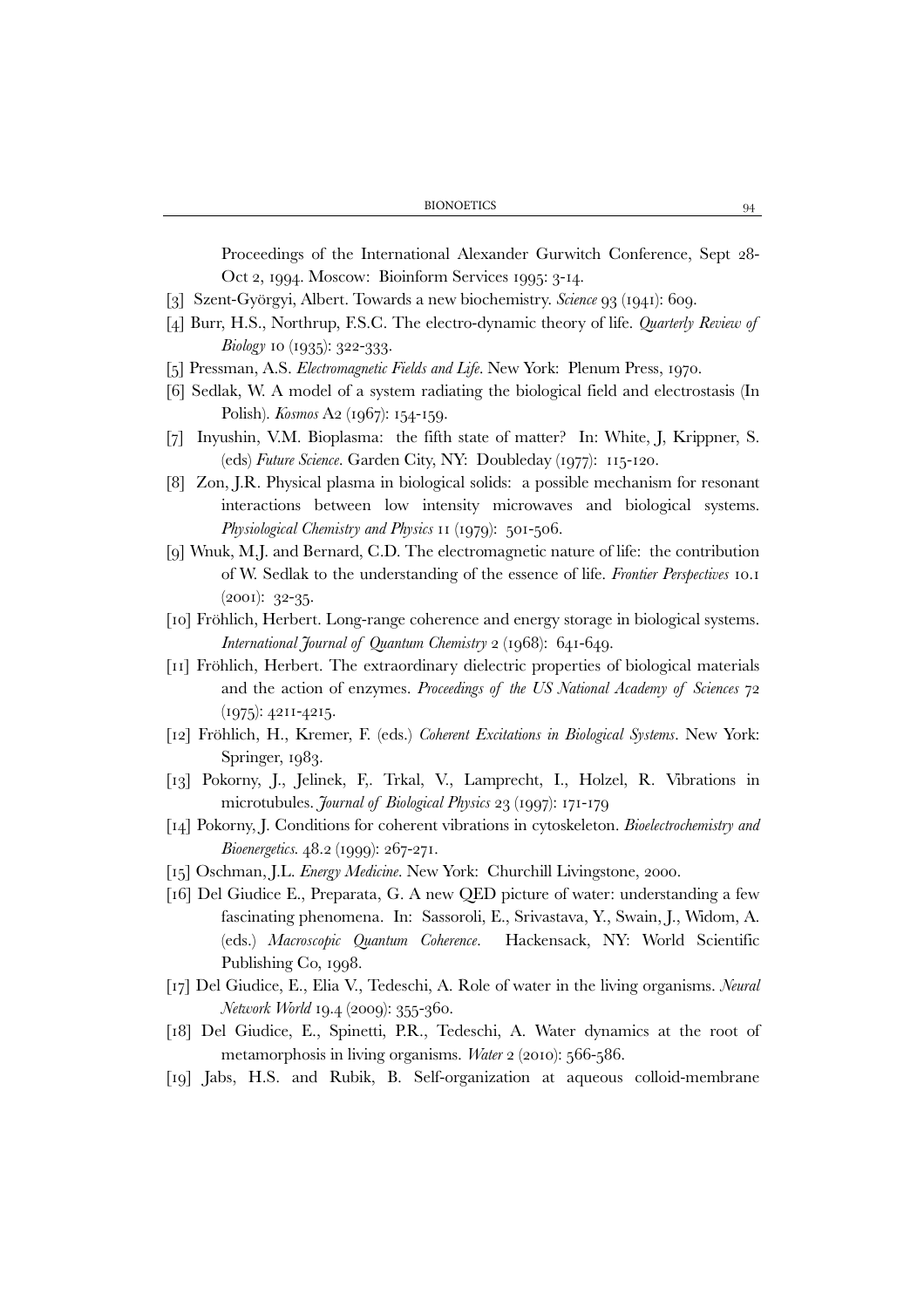Proceedings of the International Alexander Gurwitch Conference, Sept 28-Oct 2, 1994. Moscow: Bioinform Services 1995: 3-14.

[3] Szent-Györgyi, Albert. Towards a new biochemistry. *Science* 93 (1941): 609.

[4] Burr, H.S., Northrup, F.S.C. The electro-dynamic theory of life. *Quarterly Review of Biology* 10 (1935): 322-333.

[5] Pressman, A.S. *Electromagnetic Fields and Life*. New York: Plenum Press, 1970.

[6] Sedlak, W. A model of a system radiating the biological field and electrostasis (In Polish). *Kosmos* A2 (1967): 154-159.

[7] Inyushin, V.M. Bioplasma: the fifth state of matter? In: White, J, Krippner, S. (eds) *Future Science*. Garden City, NY: Doubleday (1977): 115-120.

[8] Zon, J.R. Physical plasma in biological solids: a possible mechanism for resonant interactions between low intensity microwaves and biological systems. *Physiological Chemistry and Physics* 11 (1979): 501-506.

[9] Wnuk, M.J. and Bernard, C.D. The electromagnetic nature of life: the contribution of W. Sedlak to the understanding of the essence of life. *Frontier Perspectives* 10.1 (2001): 32-35.

[10] Fröhlich, Herbert. Long-range coherence and energy storage in biological systems. *International Journal of Quantum Chemistry* 2 (1968): 641-649.

[11] Fröhlich, Herbert. The extraordinary dielectric properties of biological materials and the action of enzymes. *Proceedings of the US National Academy of Sciences* 72 (1975): 4211-4215.

[12] Fröhlich, H., Kremer, F. (eds.) *Coherent Excitations in Biological Systems*. New York: Springer, 1983.

[13] Pokorny, J., Jelinek, F,. Trkal, V., Lamprecht, I., Holzel, R. Vibrations in microtubules. *Journal of Biological Physics* 23 (1997): 171-179

[14] Pokorny, J. Conditions for coherent vibrations in cytoskeleton. *Bioelectrochemistry and Bioenergetics*. 48.2 (1999): 267-271.

[15] Oschman, J.L. *Energy Medicine*. New York: Churchill Livingstone, 2000.

[16] Del Giudice E., Preparata, G. A new QED picture of water: understanding a few fascinating phenomena. In: Sassoroli, E., Srivastava, Y., Swain, J., Widom, A. (eds.) *Macroscopic Quantum Coherence*. Hackensack, NY: World Scientific Publishing Co, 1998.

[17] Del Giudice, E., Elia V., Tedeschi, A. Role of water in the living organisms. *Neural Network World* 19.4 (2009): 355-360.

[18] Del Giudice, E., Spinetti, P.R., Tedeschi, A. Water dynamics at the root of metamorphosis in living organisms. *Water* 2 (2010): 566-586.

[19] Jabs, H.S. and Rubik, B. Self-organization at aqueous colloid-membrane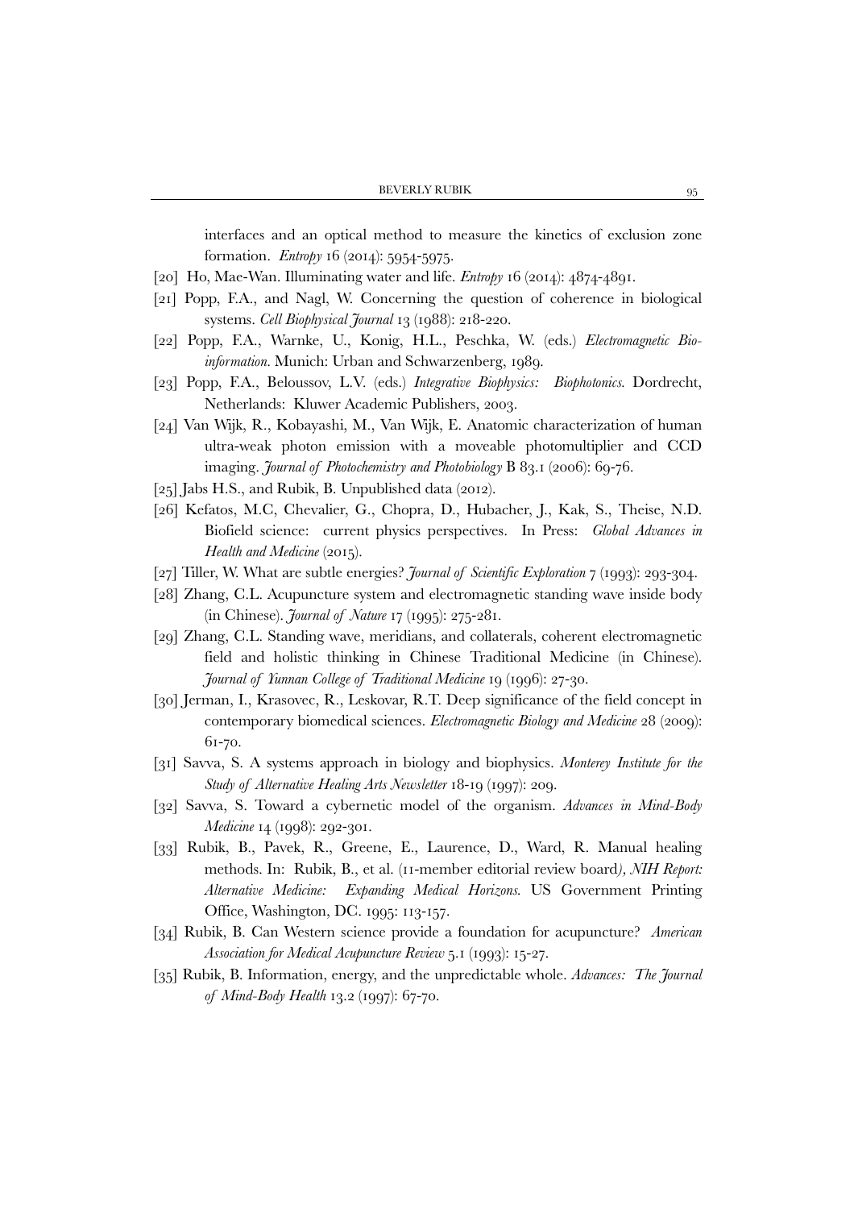interfaces and an optical method to measure the kinetics of exclusion zone formation. *Entropy* 16 (2014): 5954-5975.

[20] Ho, Mae-Wan. Illuminating water and life. *Entropy* 16 (2014): 4874-4891.

[21] Popp, F.A., and Nagl, W. Concerning the question of coherence in biological systems. *Cell Biophysical Journal* 13 (1988): 218-220.

[22] Popp, F.A., Warnke, U., Konig, H.L., Peschka, W. (eds.) *Electromagnetic Bio-information.* Munich: Urban and Schwarzenberg, 1989.

[23] Popp, F.A., Beloussov, L.V. (eds.) *Integrative Biophysics: Biophotonics.* Dordrecht, Netherlands: Kluwer Academic Publishers, 2003.

[24] Van Wijk, R., Kobayashi, M., Van Wijk, E. Anatomic characterization of human ultra-weak photon emission with a moveable photomultiplier and CCD imaging. *Journal of Photochemistry and Photobiology* B 83.1 (2006): 69-76.

[25] Jabs H.S., and Rubik, B. Unpublished data (2012).

[26] Kefatos, M.C, Chevalier, G., Chopra, D., Hubacher, J., Kak, S., Theise, N.D. Biofield science: current physics perspectives. In Press: *Global Advances in Health and Medicine* (2015).

[27] Tiller, W. What are subtle energies? *Journal of Scientific Exploration* 7 (1993): 293-304.

[28] Zhang, C.L. Acupuncture system and electromagnetic standing wave inside body (in Chinese). *Journal of Nature* 17 (1995): 275-281.

[29] Zhang, C.L. Standing wave, meridians, and collaterals, coherent electromagnetic field and holistic thinking in Chinese Traditional Medicine (in Chinese). *Journal of Yunnan College of Traditional Medicine* 19 (1996): 27-30.

[30] Jerman, I., Krasovec, R., Leskovar, R.T. Deep significance of the field concept in contemporary biomedical sciences. *Electromagnetic Biology and Medicine* 28 (2009): 61-70.

[31] Savva, S. A systems approach in biology and biophysics. *Monterey Institute for the Study of Alternative Healing Arts Newsletter* 18-19 (1997): 209.

[32] Savva, S. Toward a cybernetic model of the organism. *Advances in Mind-Body Medicine* 14 (1998): 292-301.

[33] Rubik, B., Pavek, R., Greene, E., Laurence, D., Ward, R. Manual healing methods. In: Rubik, B., et al. (11-member editorial review board*), NIH Report: Alternative Medicine: Expanding Medical Horizons.* US Government Printing Office, Washington, DC. 1995: 113-157.

[34] Rubik, B. Can Western science provide a foundation for acupuncture? *American Association for Medical Acupuncture Review* 5.1 (1993): 15-27.

[35] Rubik, B. Information, energy, and the unpredictable whole. *Advances: The Journal of Mind-Body Health* 13.2 (1997): 67-70.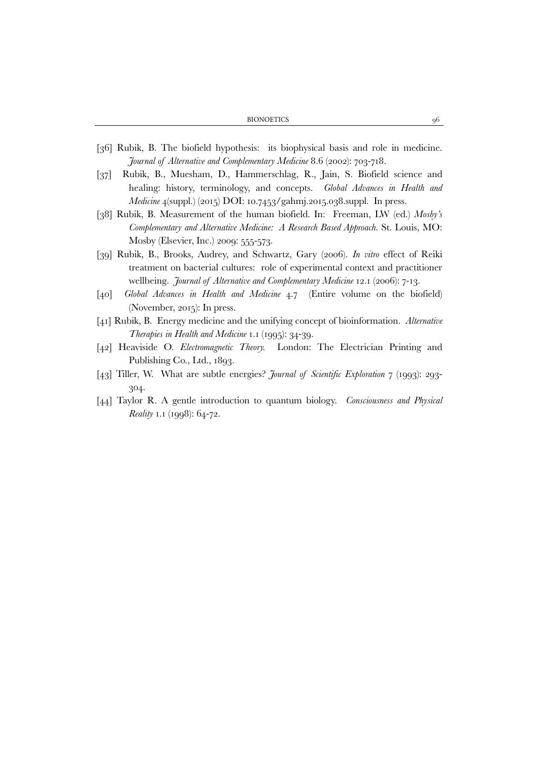[36] Rubik, B. The biofield hypothesis: its biophysical basis and role in medicine. *Journal of Alternative and Complementary Medicine* 8.6 (2002): 703-718.

[37] Rubik, B., Muesham, D., Hammerschlag, R., Jain, S. Biofield science and healing: history, terminology, and concepts. *Global Advances in Health and Medicine* 4(suppl.) (2015) DOI: 10.7453/gahmj.2015.038.suppl. In press.

[38] Rubik, B. Measurement of the human biofield. In: Freeman, LW (ed.) *Mosby's Complementary and Alternative Medicine: A Research Based Approach.* St. Louis, MO: Mosby (Elsevier, Inc.) 2009: 555-573.

[39] Rubik, B., Brooks, Audrey, and Schwartz, Gary (2006). *In vitro* effect of Reiki treatment on bacterial cultures: role of experimental context and practitioner wellbeing. *Journal of Alternative and Complementary Medicine* 12.1 (2006): 7-13.

[40] *Global Advances in Health and Medicine* 4.7 (Entire volume on the biofield) (November, 2015): In press.

[41] Rubik, B. Energy medicine and the unifying concept of bioinformation. *Alternative Therapies in Health and Medicine* 1.1 (1995): 34-39.

[42] Heaviside O. *Electromagnetic Theory.* London: The Electrician Printing and Publishing Co., Ltd., 1893.

[43] Tiller, W. What are subtle energies? *Journal of Scientific Exploration* 7 (1993): 293-304.

[44] Taylor R. A gentle introduction to quantum biology. *Consciousness and Physical Reality* 1.1 (1998): 64-72.